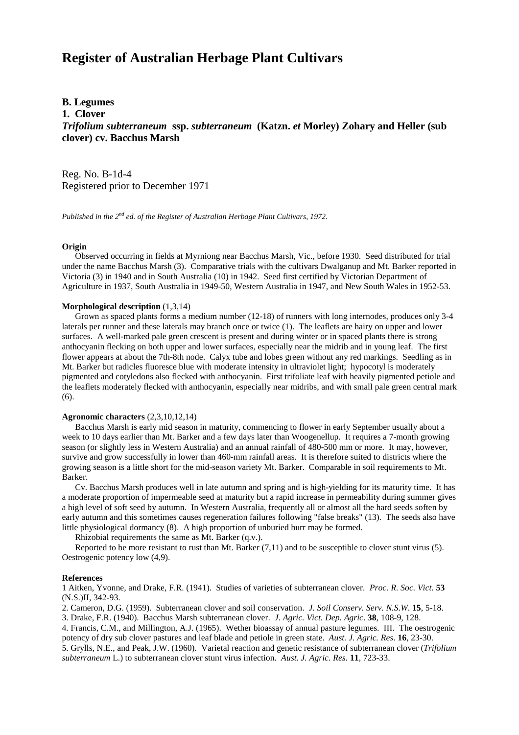# Register of Australian Herbage Plant Cultivars

**B. Legumes**
**1. Clover**
***Trifolium subterraneum* ssp. *subterraneum* (Katzn. *et* Morley) Zohary and Heller (sub clover) cv. Bacchus Marsh**

Reg. No. B-1d-4
Registered prior to December 1971

*Published in the 2nd ed. of the Register of Australian Herbage Plant Cultivars, 1972.*

**Origin**

Observed occurring in fields at Myrniong near Bacchus Marsh, Vic., before 1930. Seed distributed for trial under the name Bacchus Marsh (3). Comparative trials with the cultivars Dwalganup and Mt. Barker reported in Victoria (3) in 1940 and in South Australia (10) in 1942. Seed first certified by Victorian Department of Agriculture in 1937, South Australia in 1949-50, Western Australia in 1947, and New South Wales in 1952-53.

**Morphological description** (1,3,14)

Grown as spaced plants forms a medium number (12-18) of runners with long internodes, produces only 3-4 laterals per runner and these laterals may branch once or twice (1). The leaflets are hairy on upper and lower surfaces. A well-marked pale green crescent is present and during winter or in spaced plants there is strong anthocyanin flecking on both upper and lower surfaces, especially near the midrib and in young leaf. The first flower appears at about the 7th-8th node. Calyx tube and lobes green without any red markings. Seedling as in Mt. Barker but radicles fluoresce blue with moderate intensity in ultraviolet light; hypocotyl is moderately pigmented and cotyledons also flecked with anthocyanin. First trifoliate leaf with heavily pigmented petiole and the leaflets moderately flecked with anthocyanin, especially near midribs, and with small pale green central mark (6).

**Agronomic characters** (2,3,10,12,14)

Bacchus Marsh is early mid season in maturity, commencing to flower in early September usually about a week to 10 days earlier than Mt. Barker and a few days later than Woogenellup. It requires a 7-month growing season (or slightly less in Western Australia) and an annual rainfall of 480-500 mm or more. It may, however, survive and grow successfully in lower than 460-mm rainfall areas. It is therefore suited to districts where the growing season is a little short for the mid-season variety Mt. Barker. Comparable in soil requirements to Mt. Barker.

Cv. Bacchus Marsh produces well in late autumn and spring and is high-yielding for its maturity time. It has a moderate proportion of impermeable seed at maturity but a rapid increase in permeability during summer gives a high level of soft seed by autumn. In Western Australia, frequently all or almost all the hard seeds soften by early autumn and this sometimes causes regeneration failures following "false breaks" (13). The seeds also have little physiological dormancy (8). A high proportion of unburied burr may be formed.

Rhizobial requirements the same as Mt. Barker (q.v.).

Reported to be more resistant to rust than Mt. Barker (7,11) and to be susceptible to clover stunt virus (5). Oestrogenic potency low (4,9).

**References**

1 Aitken, Yvonne, and Drake, F.R. (1941). Studies of varieties of subterranean clover. *Proc. R. Soc. Vict.* **53** (N.S.)II, 342-93.

2. Cameron, D.G. (1959). Subterranean clover and soil conservation. *J. Soil Conserv. Serv. N.S.W.* **15**, 5-18.

3. Drake, F.R. (1940). Bacchus Marsh subterranean clover. *J. Agric. Vict. Dep. Agric.* **38**, 108-9, 128.

4. Francis, C.M., and Millington, A.J. (1965). Wether bioassay of annual pasture legumes. III. The oestrogenic potency of dry sub clover pastures and leaf blade and petiole in green state. *Aust. J. Agric. Res.* **16**, 23-30.

5. Grylls, N.E., and Peak, J.W. (1960). Varietal reaction and genetic resistance of subterranean clover (*Trifolium subterraneum* L.) to subterranean clover stunt virus infection. *Aust. J. Agric. Res.* **11**, 723-33.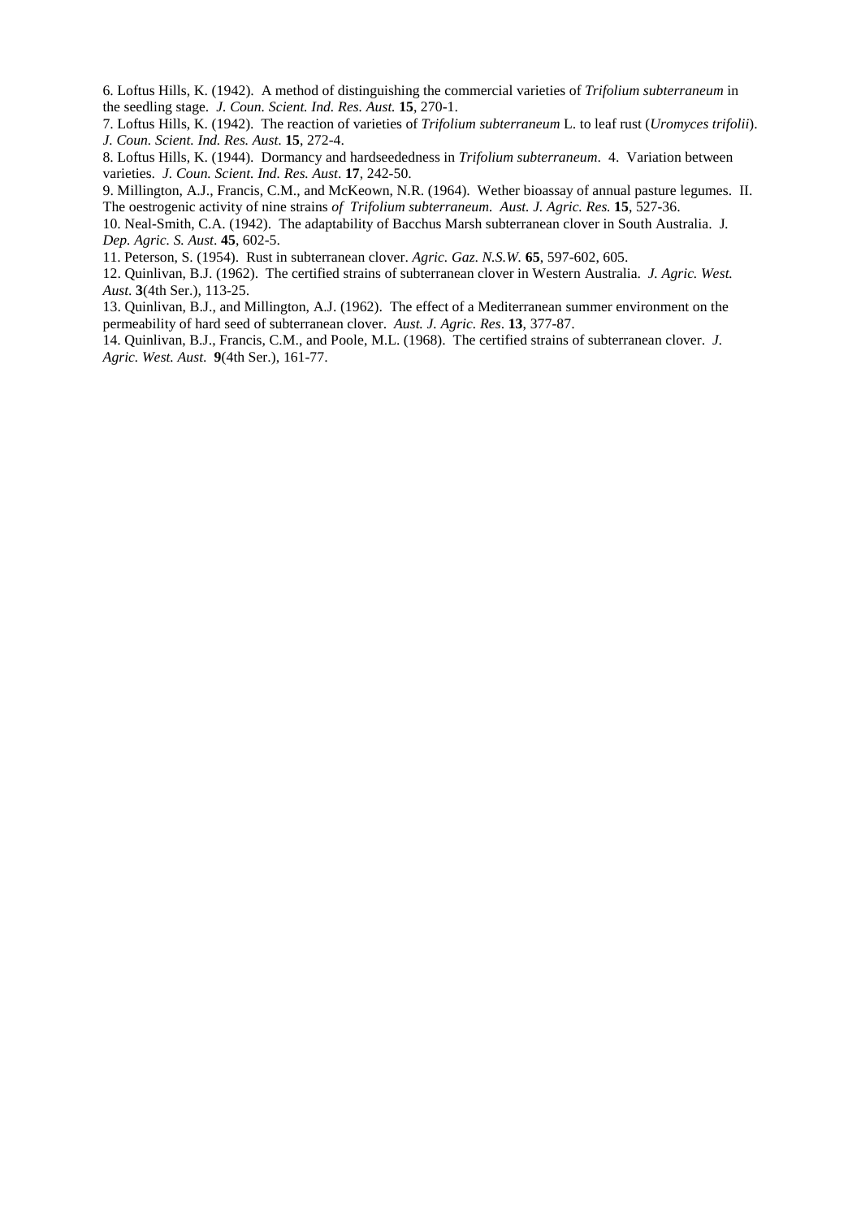6. Loftus Hills, K. (1942). A method of distinguishing the commercial varieties of *Trifolium subterraneum* in the seedling stage. *J. Coun. Scient. Ind. Res. Aust.* **15**, 270-1.

7. Loftus Hills, K. (1942). The reaction of varieties of *Trifolium subterraneum* L. to leaf rust (*Uromyces trifolii*). *J. Coun. Scient. Ind. Res. Aust*. **15**, 272-4.

8. Loftus Hills, K. (1944). Dormancy and hardseededness in *Trifolium subterraneum*. 4. Variation between varieties. *J. Coun. Scient. Ind. Res. Aust*. **17**, 242-50.

9. Millington, A.J., Francis, C.M., and McKeown, N.R. (1964). Wether bioassay of annual pasture legumes. II. The oestrogenic activity of nine strains *of Trifolium subterraneum*. *Aust. J. Agric. Res.* **15**, 527-36.

10. Neal-Smith, C.A. (1942). The adaptability of Bacchus Marsh subterranean clover in South Australia. *J. Dep. Agric. S. Aust*. **45**, 602-5.

11. Peterson, S. (1954). Rust in subterranean clover. *Agric. Gaz. N.S.W.* **65**, 597-602, 605.

12. Quinlivan, B.J. (1962). The certified strains of subterranean clover in Western Australia. *J. Agric. West. Aust.* **3**(4th Ser.), 113-25.

13. Quinlivan, B.J., and Millington, A.J. (1962). The effect of a Mediterranean summer environment on the permeability of hard seed of subterranean clover. *Aust. J. Agric. Res*. **13**, 377-87.

14. Quinlivan, B.J., Francis, C.M., and Poole, M.L. (1968). The certified strains of subterranean clover. *J. Agric. West. Aust*. **9**(4th Ser.), 161-77.